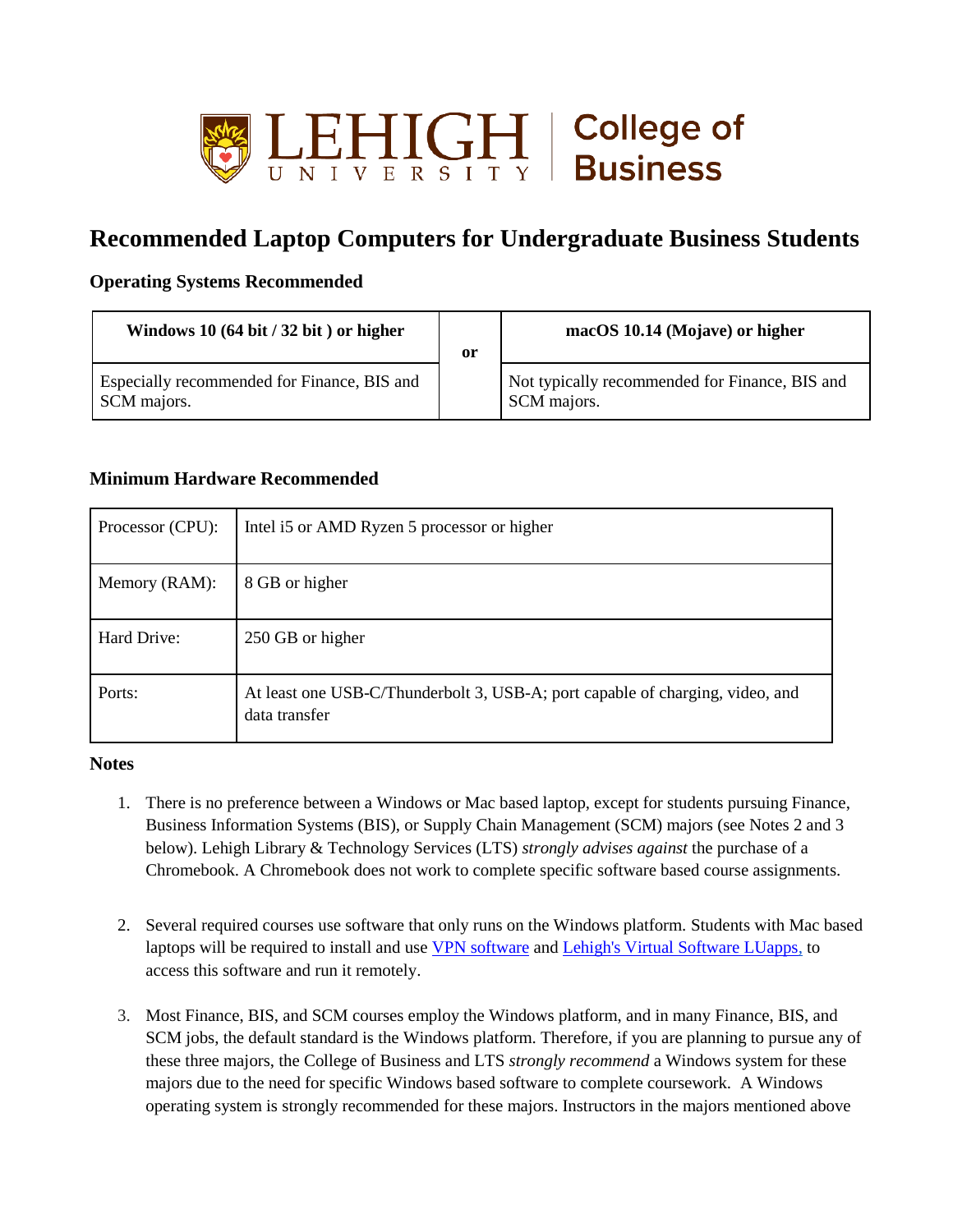# Recommended Laptop Computers for Undergraduate Business Students

### Operating Systems Recommended

| Windows 10 (64 bit / 32 bit ) or higher | or | macOS 10.14 (Mojave) or higher |
|---|---|---|
| Especially recommended for Finance, BIS and SCM majors. | | Not typically recommended for Finance, BIS and SCM majors. |

### Minimum Hardware Recommended

| | |
|---|---|
| Processor (CPU): | Intel i5 or AMD Ryzen 5 processor or higher |
| Memory (RAM): | 8 GB or higher |
| Hard Drive: | 250 GB or higher |
| Ports: | At least one USB-C/Thunderbolt 3, USB-A; port capable of charging, video, and data transfer |

### Notes

1. There is no preference between a Windows or Mac based laptop, except for students pursuing Finance, Business Information Systems (BIS), or Supply Chain Management (SCM) majors (see Notes 2 and 3 below). Lehigh Library & Technology Services (LTS) *strongly advises against* the purchase of a Chromebook. A Chromebook does not work to complete specific software based course assignments.

2. Several required courses use software that only runs on the Windows platform. Students with Mac based laptops will be required to install and use VPN software and Lehigh's Virtual Software LUapps, to access this software and run it remotely.

3. Most Finance, BIS, and SCM courses employ the Windows platform, and in many Finance, BIS, and SCM jobs, the default standard is the Windows platform. Therefore, if you are planning to pursue any of these three majors, the College of Business and LTS *strongly recommend* a Windows system for these majors due to the need for specific Windows based software to complete coursework. A Windows operating system is strongly recommended for these majors. Instructors in the majors mentioned above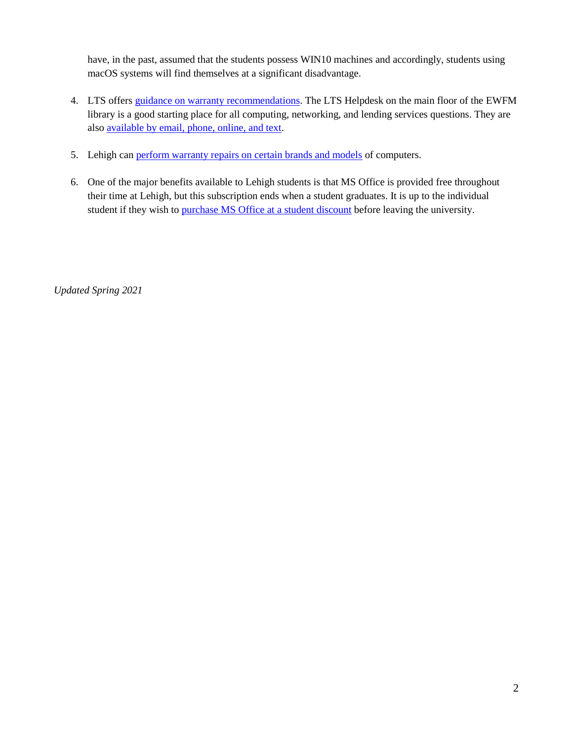have, in the past, assumed that the students possess WIN10 machines and accordingly, students using macOS systems will find themselves at a significant disadvantage.

4. LTS offers guidance on warranty recommendations. The LTS Helpdesk on the main floor of the EWFM library is a good starting place for all computing, networking, and lending services questions. They are also available by email, phone, online, and text.

5. Lehigh can perform warranty repairs on certain brands and models of computers.

6. One of the major benefits available to Lehigh students is that MS Office is provided free throughout their time at Lehigh, but this subscription ends when a student graduates. It is up to the individual student if they wish to purchase MS Office at a student discount before leaving the university.

*Updated Spring 2021*